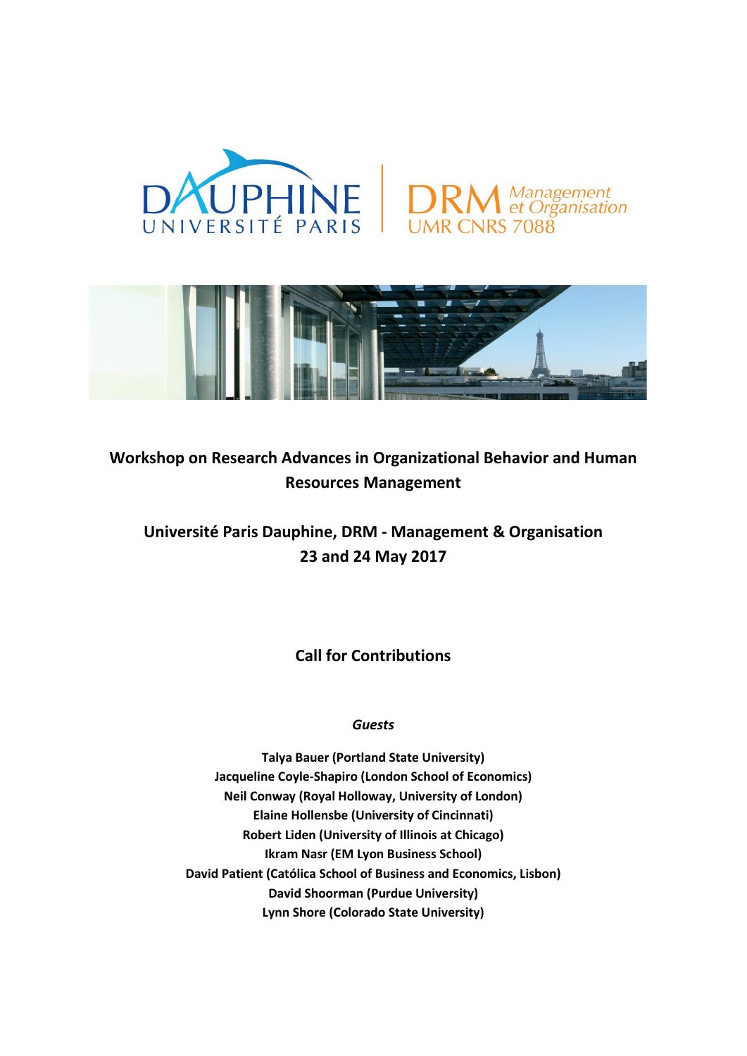# Workshop on Research Advances in Organizational Behavior and Human Resources Management

## Université Paris Dauphine, DRM - Management & Organisation
## 23 and 24 May 2017

## Call for Contributions

***Guests***

**Talya Bauer (Portland State University)**
**Jacqueline Coyle-Shapiro (London School of Economics)**
**Neil Conway (Royal Holloway, University of London)**
**Elaine Hollensbe (University of Cincinnati)**
**Robert Liden (University of Illinois at Chicago)**
**Ikram Nasr (EM Lyon Business School)**
**David Patient (Católica School of Business and Economics, Lisbon)**
**David Shoorman (Purdue University)**
**Lynn Shore (Colorado State University)**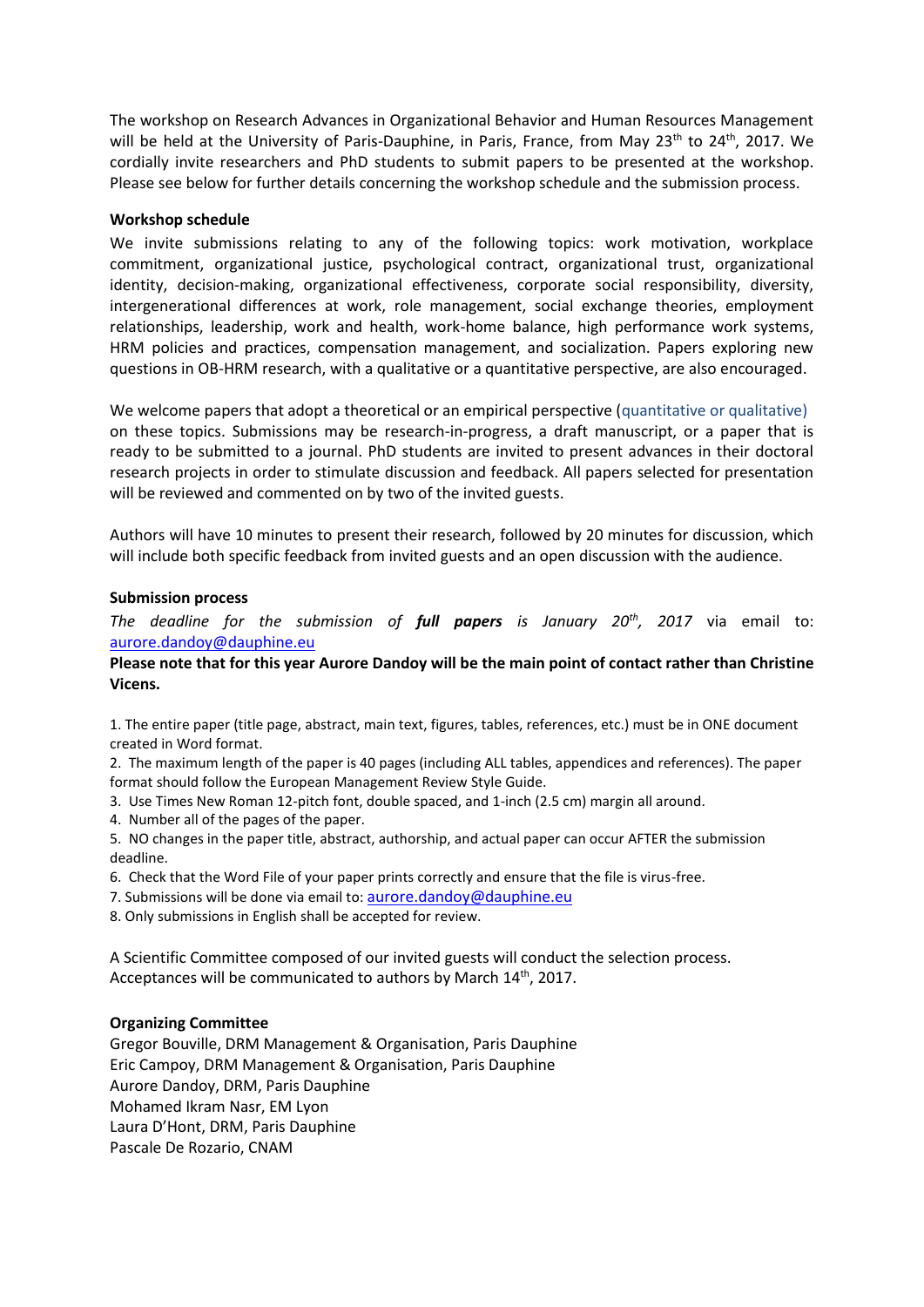The workshop on Research Advances in Organizational Behavior and Human Resources Management will be held at the University of Paris-Dauphine, in Paris, France, from May 23rd to 24th, 2017. We cordially invite researchers and PhD students to submit papers to be presented at the workshop. Please see below for further details concerning the workshop schedule and the submission process.

**Workshop schedule**

We invite submissions relating to any of the following topics: work motivation, workplace commitment, organizational justice, psychological contract, organizational trust, organizational identity, decision-making, organizational effectiveness, corporate social responsibility, diversity, intergenerational differences at work, role management, social exchange theories, employment relationships, leadership, work and health, work-home balance, high performance work systems, HRM policies and practices, compensation management, and socialization. Papers exploring new questions in OB-HRM research, with a qualitative or a quantitative perspective, are also encouraged.

We welcome papers that adopt a theoretical or an empirical perspective (quantitative or qualitative) on these topics. Submissions may be research-in-progress, a draft manuscript, or a paper that is ready to be submitted to a journal. PhD students are invited to present advances in their doctoral research projects in order to stimulate discussion and feedback. All papers selected for presentation will be reviewed and commented on by two of the invited guests.

Authors will have 10 minutes to present their research, followed by 20 minutes for discussion, which will include both specific feedback from invited guests and an open discussion with the audience.

**Submission process**

*The deadline for the submission of **full papers** is January 20th, 2017* via email to: aurore.dandoy@dauphine.eu

**Please note that for this year Aurore Dandoy will be the main point of contact rather than Christine Vicens.**

1. The entire paper (title page, abstract, main text, figures, tables, references, etc.) must be in ONE document created in Word format.
2. The maximum length of the paper is 40 pages (including ALL tables, appendices and references). The paper format should follow the European Management Review Style Guide.
3. Use Times New Roman 12-pitch font, double spaced, and 1-inch (2.5 cm) margin all around.
4. Number all of the pages of the paper.
5. NO changes in the paper title, abstract, authorship, and actual paper can occur AFTER the submission deadline.
6. Check that the Word File of your paper prints correctly and ensure that the file is virus-free.
7. Submissions will be done via email to: aurore.dandoy@dauphine.eu
8. Only submissions in English shall be accepted for review.

A Scientific Committee composed of our invited guests will conduct the selection process. Acceptances will be communicated to authors by March 14th, 2017.

**Organizing Committee**

Gregor Bouville, DRM Management & Organisation, Paris Dauphine
Eric Campoy, DRM Management & Organisation, Paris Dauphine
Aurore Dandoy, DRM, Paris Dauphine
Mohamed Ikram Nasr, EM Lyon
Laura D'Hont, DRM, Paris Dauphine
Pascale De Rozario, CNAM